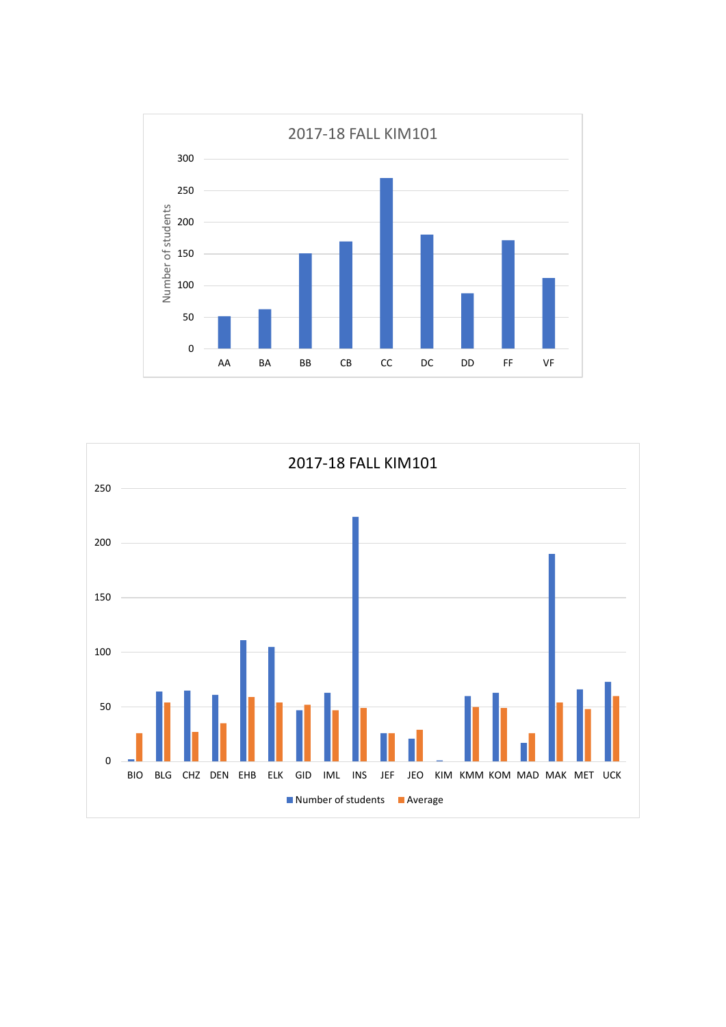2017-18 FALL KIM101

Number of students

300
250
200
150
100
50
0

AA BA BB CB CC DC DD FF VF

2017-18 FALL KIM101

250
200
150
100
50
0

BIO BLG CHZ DEN EHB ELK GID IML INS JEF JEO KIM KMM KOM MAD MAK MET UCK

Number of students   Average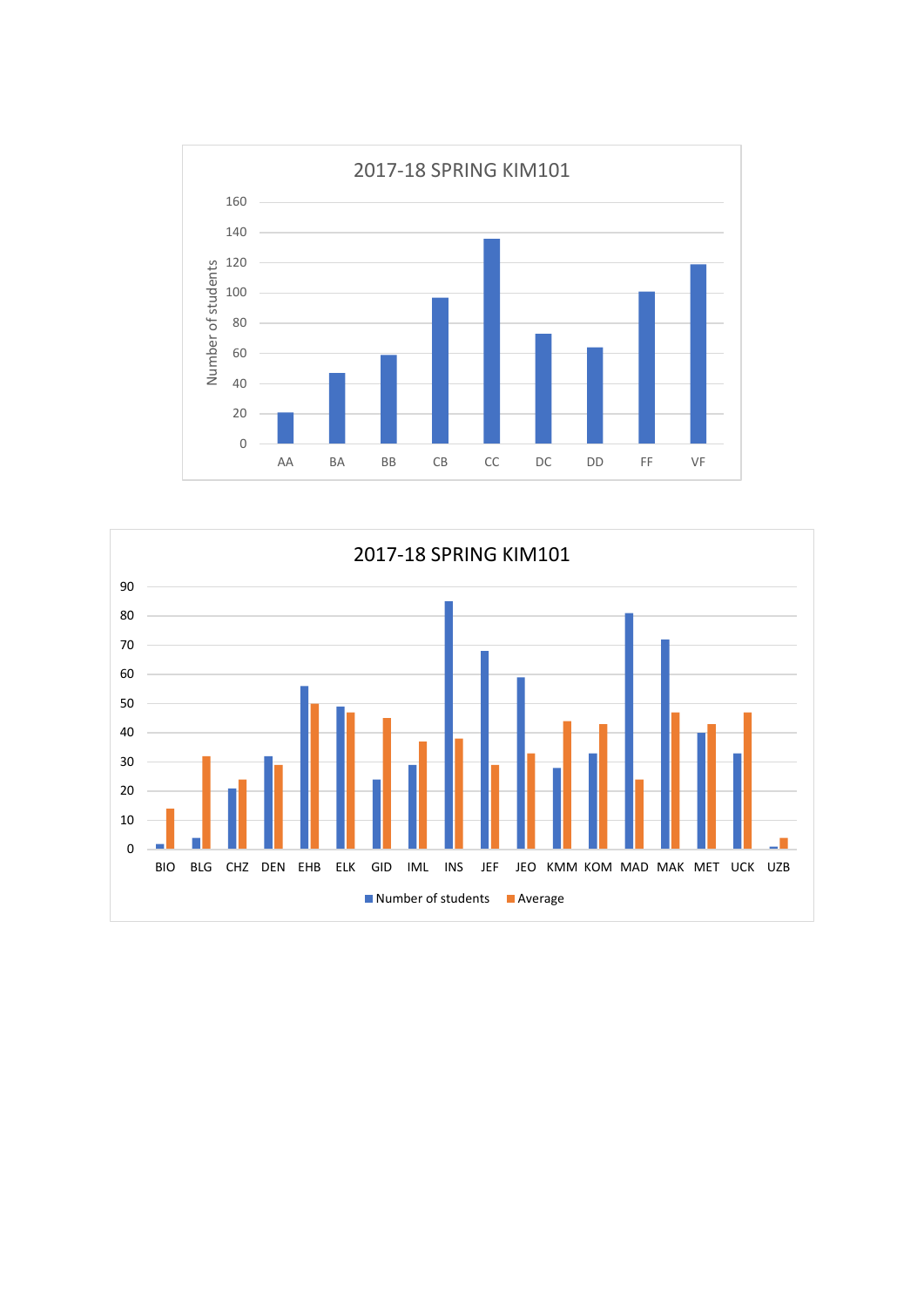## 2017-18 SPRING KIM101

Number of students

160
140
120
100
80
60
40
20
0

AA BA BB CB CC DC DD FF VF

## 2017-18 SPRING KIM101

90
80
70
60
50
40
30
20
10
0

BIO BLG CHZ DEN EHB ELK GID IML INS JEF JEO KMM KOM MAD MAK MET UCK UZB

Number of students   Average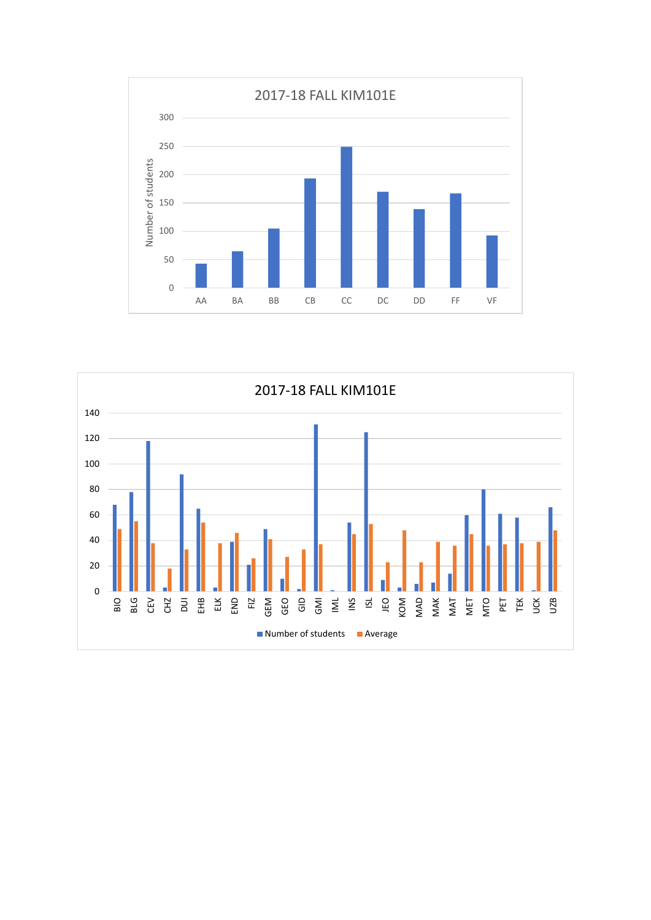## 2017-18 FALL KIM101E

Number of students

300
250
200
150
100
50
0

AA BA BB CB CC DC DD FF VF

## 2017-18 FALL KIM101E

140
120
100
80
60
40
20
0

BIO BLG CEV CHZ DUI EHB ELK END FIZ GEM GEO GID GMI IML INS ISL JEO KOM MAD MAK MAT MET MTO PET TEK UCK UZB

Number of students Average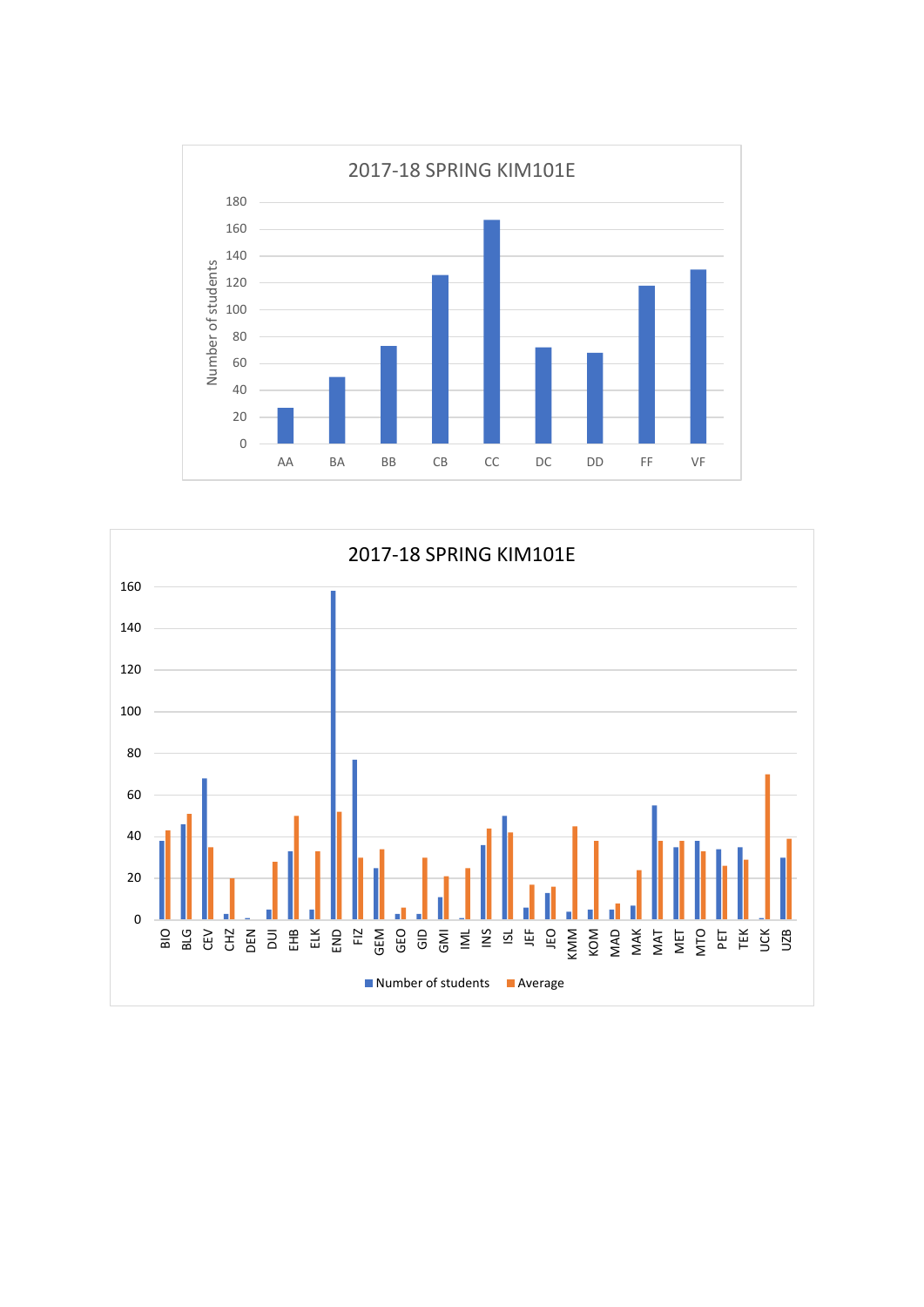2017-18 SPRING KIM101E

Number of students

180
160
140
120
100
80
60
40
20
0

AA BA BB CB CC DC DD FF VF

2017-18 SPRING KIM101E

160
140
120
100
80
60
40
20
0

BIO BLG CEV CHZ DEN DUI EHB ELK END FIZ GEM GEO GID GMI IML INS ISL JEF JEO KMM KOM MAD MAK MAT MET MTO PET TEK UCK UZB

Number of students
Average